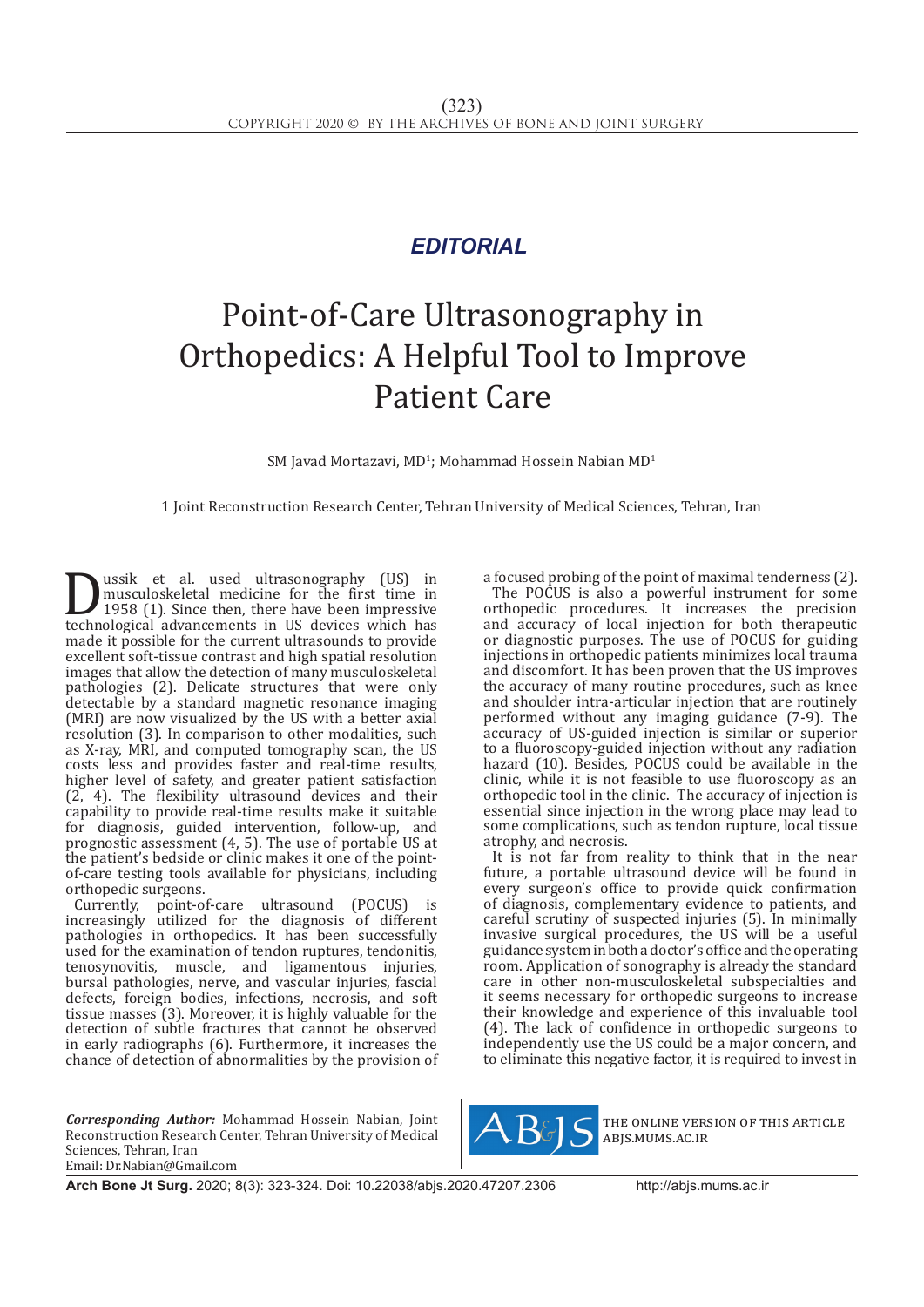*EDITORIAL*

# Point-of-Care Ultrasonography in Orthopedics: A Helpful Tool to Improve Patient Care

SM Javad Mortazavi, MD[1]; Mohammad Hossein Nabian MD[1]

1 Joint Reconstruction Research Center, Tehran University of Medical Sciences, Tehran, Iran

Dussik et al. used ultrasonography (US) in musculoskeletal medicine for the first time in 1958 (1). Since then, there have been impressive technological advancements in US devices which has made it possible for the current ultrasounds to provide excellent soft-tissue contrast and high spatial resolution images that allow the detection of many musculoskeletal pathologies (2). Delicate structures that were only detectable by a standard magnetic resonance imaging (MRI) are now visualized by the US with a better axial resolution (3). In comparison to other modalities, such as X-ray, MRI, and computed tomography scan, the US costs less and provides faster and real-time results, higher level of safety, and greater patient satisfaction (2, 4). The flexibility ultrasound devices and their capability to provide real-time results make it suitable for diagnosis, guided intervention, follow-up, and prognostic assessment (4, 5). The use of portable US at the patient's bedside or clinic makes it one of the point-of-care testing tools available for physicians, including orthopedic surgeons.

Currently, point-of-care ultrasound (POCUS) is increasingly utilized for the diagnosis of different pathologies in orthopedics. It has been successfully used for the examination of tendon ruptures, tendonitis, tenosynovitis, muscle, and ligamentous injuries, bursal pathologies, nerve, and vascular injuries, fascial defects, foreign bodies, infections, necrosis, and soft tissue masses (3). Moreover, it is highly valuable for the detection of subtle fractures that cannot be observed in early radiographs (6). Furthermore, it increases the chance of detection of abnormalities by the provision of a focused probing of the point of maximal tenderness (2).

The POCUS is also a powerful instrument for some orthopedic procedures. It increases the precision and accuracy of local injection for both therapeutic or diagnostic purposes. The use of POCUS for guiding injections in orthopedic patients minimizes local trauma and discomfort. It has been proven that the US improves the accuracy of many routine procedures, such as knee and shoulder intra-articular injection that are routinely performed without any imaging guidance (7-9). The accuracy of US-guided injection is similar or superior to a fluoroscopy-guided injection without any radiation hazard (10). Besides, POCUS could be available in the clinic, while it is not feasible to use fluoroscopy as an orthopedic tool in the clinic. The accuracy of injection is essential since injection in the wrong place may lead to some complications, such as tendon rupture, local tissue atrophy, and necrosis.

It is not far from reality to think that in the near future, a portable ultrasound device will be found in every surgeon's office to provide quick confirmation of diagnosis, complementary evidence to patients, and careful scrutiny of suspected injuries (5). In minimally invasive surgical procedures, the US will be a useful guidance system in both a doctor's office and the operating room. Application of sonography is already the standard care in other non-musculoskeletal subspecialties and it seems necessary for orthopedic surgeons to increase their knowledge and experience of this invaluable tool (4). The lack of confidence in orthopedic surgeons to independently use the US could be a major concern, and to eliminate this negative factor, it is required to invest in

***Corresponding Author:*** Mohammad Hossein Nabian, Joint Reconstruction Research Center, Tehran University of Medical Sciences, Tehran, Iran
Email: Dr.Nabian@Gmail.com

THE ONLINE VERSION OF THIS ARTICLE ABJS.MUMS.AC.IR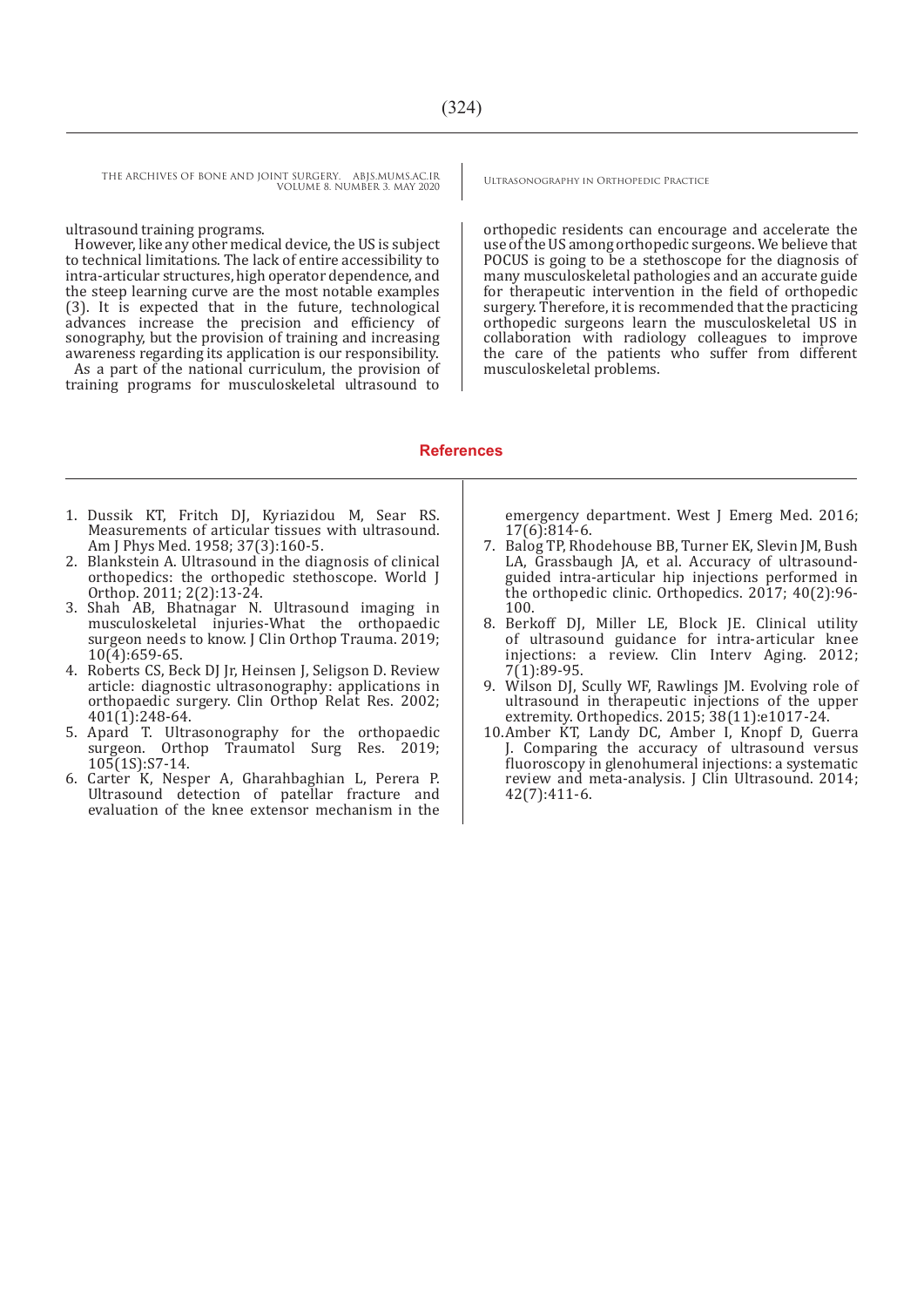ultrasound training programs.

However, like any other medical device, the US is subject to technical limitations. The lack of entire accessibility to intra-articular structures, high operator dependence, and the steep learning curve are the most notable examples (3). It is expected that in the future, technological advances increase the precision and efficiency of sonography, but the provision of training and increasing awareness regarding its application is our responsibility.

As a part of the national curriculum, the provision of training programs for musculoskeletal ultrasound to orthopedic residents can encourage and accelerate the use of the US among orthopedic surgeons. We believe that POCUS is going to be a stethoscope for the diagnosis of many musculoskeletal pathologies and an accurate guide for therapeutic intervention in the field of orthopedic surgery. Therefore, it is recommended that the practicing orthopedic surgeons learn the musculoskeletal US in collaboration with radiology colleagues to improve the care of the patients who suffer from different musculoskeletal problems.

## References

1. Dussik KT, Fritch DJ, Kyriazidou M, Sear RS. Measurements of articular tissues with ultrasound. Am J Phys Med. 1958; 37(3):160-5.
2. Blankstein A. Ultrasound in the diagnosis of clinical orthopedics: the orthopedic stethoscope. World J Orthop. 2011; 2(2):13-24.
3. Shah AB, Bhatnagar N. Ultrasound imaging in musculoskeletal injuries-What the orthopaedic surgeon needs to know. J Clin Orthop Trauma. 2019; 10(4):659-65.
4. Roberts CS, Beck DJ Jr, Heinsen J, Seligson D. Review article: diagnostic ultrasonography: applications in orthopaedic surgery. Clin Orthop Relat Res. 2002; 401(1):248-64.
5. Apard T. Ultrasonography for the orthopaedic surgeon. Orthop Traumatol Surg Res. 2019; 105(1S):S7-14.
6. Carter K, Nesper A, Gharahbaghian L, Perera P. Ultrasound detection of patellar fracture and evaluation of the knee extensor mechanism in the emergency department. West J Emerg Med. 2016; 17(6):814-6.
7. Balog TP, Rhodehouse BB, Turner EK, Slevin JM, Bush LA, Grassbaugh JA, et al. Accuracy of ultrasound-guided intra-articular hip injections performed in the orthopedic clinic. Orthopedics. 2017; 40(2):96-100.
8. Berkoff DJ, Miller LE, Block JE. Clinical utility of ultrasound guidance for intra-articular knee injections: a review. Clin Interv Aging. 2012; 7(1):89-95.
9. Wilson DJ, Scully WF, Rawlings JM. Evolving role of ultrasound in therapeutic injections of the upper extremity. Orthopedics. 2015; 38(11):e1017-24.
10. Amber KT, Landy DC, Amber I, Knopf D, Guerra J. Comparing the accuracy of ultrasound versus fluoroscopy in glenohumeral injections: a systematic review and meta-analysis. J Clin Ultrasound. 2014; 42(7):411-6.